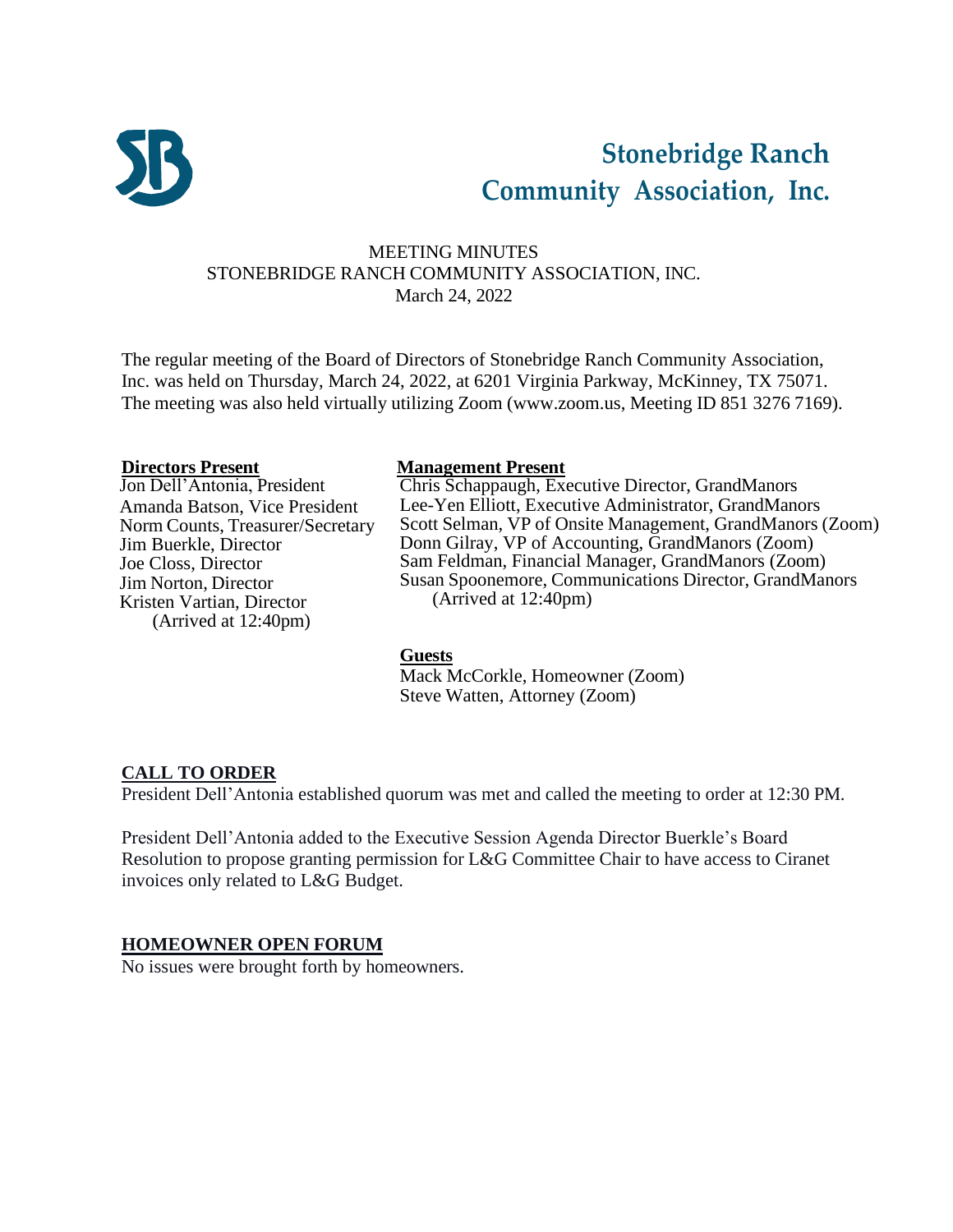# Stonebridge Ranch Community Association, Inc.

MEETING MINUTES
STONEBRIDGE RANCH COMMUNITY ASSOCIATION, INC.
March 24, 2022

The regular meeting of the Board of Directors of Stonebridge Ranch Community Association, Inc. was held on Thursday, March 24, 2022, at 6201 Virginia Parkway, McKinney, TX 75071. The meeting was also held virtually utilizing Zoom (www.zoom.us, Meeting ID 851 3276 7169).

**Directors Present**

Jon Dell'Antonia, President
Amanda Batson, Vice President
Norm Counts, Treasurer/Secretary
Jim Buerkle, Director
Joe Closs, Director
Jim Norton, Director
Kristen Vartian, Director
(Arrived at 12:40pm)

**Management Present**

Chris Schappaugh, Executive Director, GrandManors
Lee-Yen Elliott, Executive Administrator, GrandManors
Scott Selman, VP of Onsite Management, GrandManors (Zoom)
Donn Gilray, VP of Accounting, GrandManors (Zoom)
Sam Feldman, Financial Manager, GrandManors (Zoom)
Susan Spoonemore, Communications Director, GrandManors
(Arrived at 12:40pm)

**Guests**

Mack McCorkle, Homeowner (Zoom)
Steve Watten, Attorney (Zoom)

## CALL TO ORDER

President Dell'Antonia established quorum was met and called the meeting to order at 12:30 PM.

President Dell'Antonia added to the Executive Session Agenda Director Buerkle's Board Resolution to propose granting permission for L&G Committee Chair to have access to Ciranet invoices only related to L&G Budget.

## HOMEOWNER OPEN FORUM

No issues were brought forth by homeowners.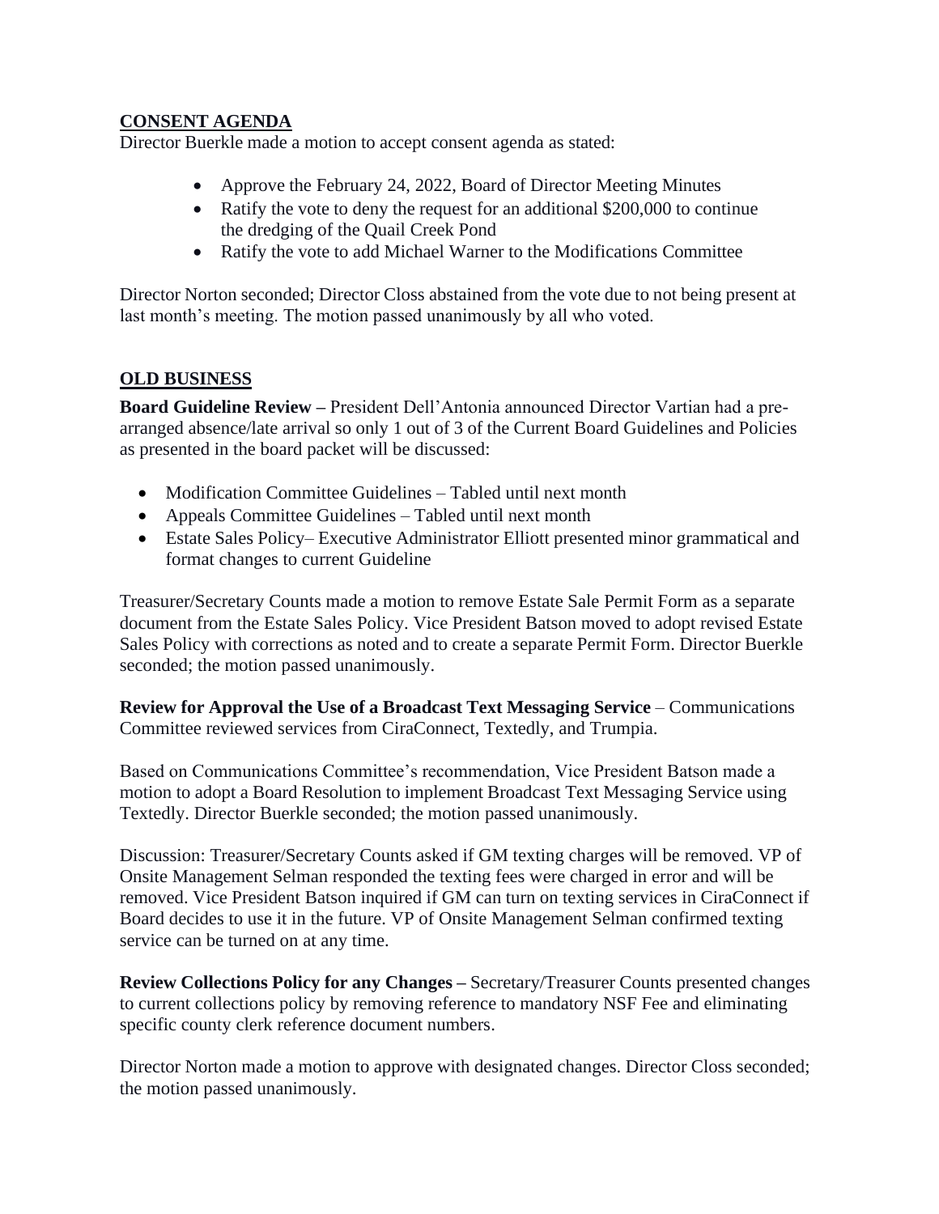## CONSENT AGENDA

Director Buerkle made a motion to accept consent agenda as stated:

- Approve the February 24, 2022, Board of Director Meeting Minutes
- Ratify the vote to deny the request for an additional $200,000 to continue the dredging of the Quail Creek Pond
- Ratify the vote to add Michael Warner to the Modifications Committee

Director Norton seconded; Director Closs abstained from the vote due to not being present at last month's meeting. The motion passed unanimously by all who voted.

## OLD BUSINESS

**Board Guideline Review –** President Dell'Antonia announced Director Vartian had a pre-arranged absence/late arrival so only 1 out of 3 of the Current Board Guidelines and Policies as presented in the board packet will be discussed:

- Modification Committee Guidelines – Tabled until next month
- Appeals Committee Guidelines – Tabled until next month
- Estate Sales Policy– Executive Administrator Elliott presented minor grammatical and format changes to current Guideline

Treasurer/Secretary Counts made a motion to remove Estate Sale Permit Form as a separate document from the Estate Sales Policy. Vice President Batson moved to adopt revised Estate Sales Policy with corrections as noted and to create a separate Permit Form. Director Buerkle seconded; the motion passed unanimously.

**Review for Approval the Use of a Broadcast Text Messaging Service** – Communications Committee reviewed services from CiraConnect, Textedly, and Trumpia.

Based on Communications Committee's recommendation, Vice President Batson made a motion to adopt a Board Resolution to implement Broadcast Text Messaging Service using Textedly. Director Buerkle seconded; the motion passed unanimously.

Discussion: Treasurer/Secretary Counts asked if GM texting charges will be removed. VP of Onsite Management Selman responded the texting fees were charged in error and will be removed. Vice President Batson inquired if GM can turn on texting services in CiraConnect if Board decides to use it in the future. VP of Onsite Management Selman confirmed texting service can be turned on at any time.

**Review Collections Policy for any Changes –** Secretary/Treasurer Counts presented changes to current collections policy by removing reference to mandatory NSF Fee and eliminating specific county clerk reference document numbers.

Director Norton made a motion to approve with designated changes. Director Closs seconded; the motion passed unanimously.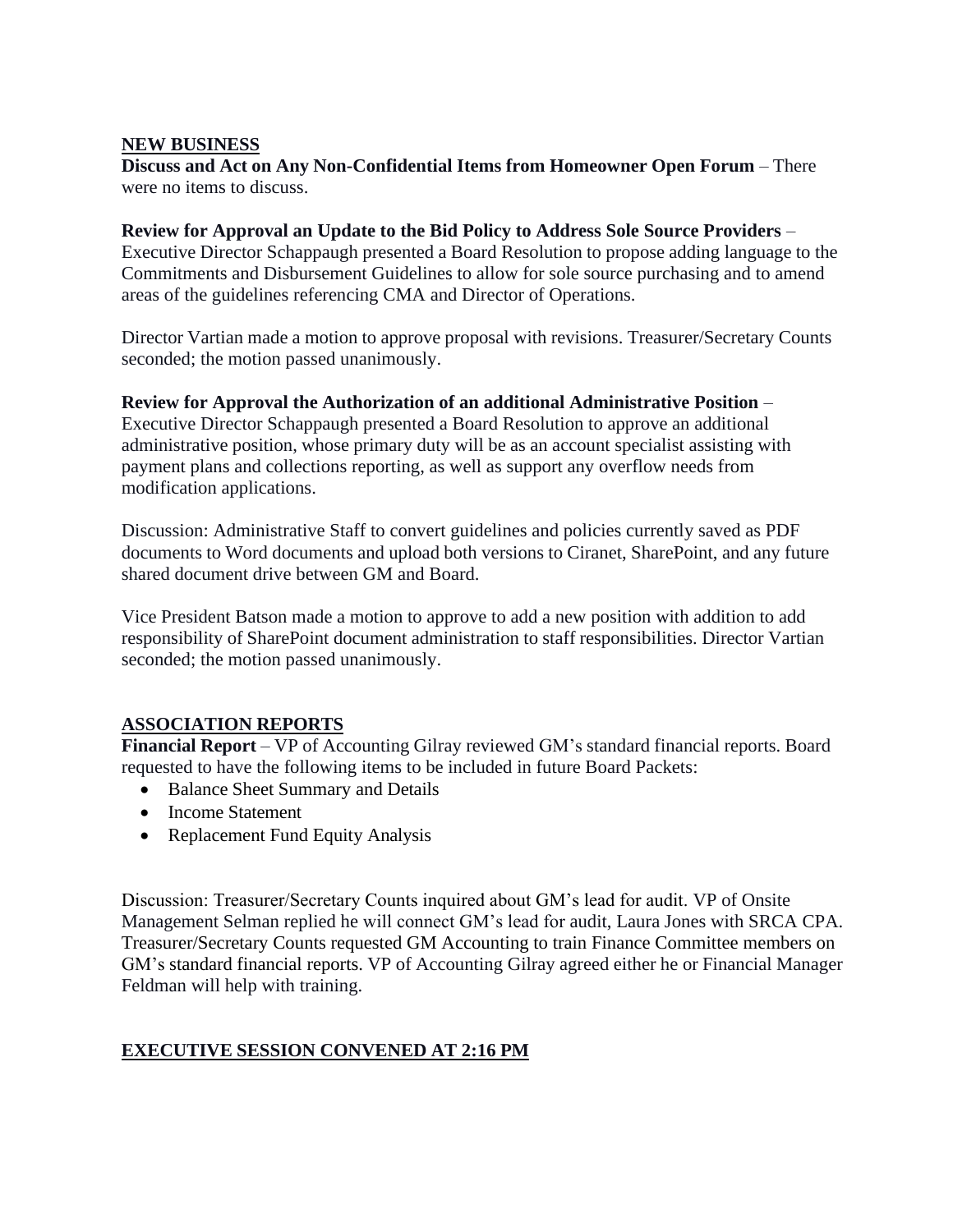## NEW BUSINESS

**Discuss and Act on Any Non-Confidential Items from Homeowner Open Forum** – There were no items to discuss.

**Review for Approval an Update to the Bid Policy to Address Sole Source Providers** – Executive Director Schappaugh presented a Board Resolution to propose adding language to the Commitments and Disbursement Guidelines to allow for sole source purchasing and to amend areas of the guidelines referencing CMA and Director of Operations.

Director Vartian made a motion to approve proposal with revisions. Treasurer/Secretary Counts seconded; the motion passed unanimously.

**Review for Approval the Authorization of an additional Administrative Position** – Executive Director Schappaugh presented a Board Resolution to approve an additional administrative position, whose primary duty will be as an account specialist assisting with payment plans and collections reporting, as well as support any overflow needs from modification applications.

Discussion: Administrative Staff to convert guidelines and policies currently saved as PDF documents to Word documents and upload both versions to Ciranet, SharePoint, and any future shared document drive between GM and Board.

Vice President Batson made a motion to approve to add a new position with addition to add responsibility of SharePoint document administration to staff responsibilities. Director Vartian seconded; the motion passed unanimously.

## ASSOCIATION REPORTS

**Financial Report** – VP of Accounting Gilray reviewed GM's standard financial reports. Board requested to have the following items to be included in future Board Packets:

- Balance Sheet Summary and Details
- Income Statement
- Replacement Fund Equity Analysis

Discussion: Treasurer/Secretary Counts inquired about GM's lead for audit. VP of Onsite Management Selman replied he will connect GM's lead for audit, Laura Jones with SRCA CPA. Treasurer/Secretary Counts requested GM Accounting to train Finance Committee members on GM's standard financial reports. VP of Accounting Gilray agreed either he or Financial Manager Feldman will help with training.

## EXECUTIVE SESSION CONVENED AT 2:16 PM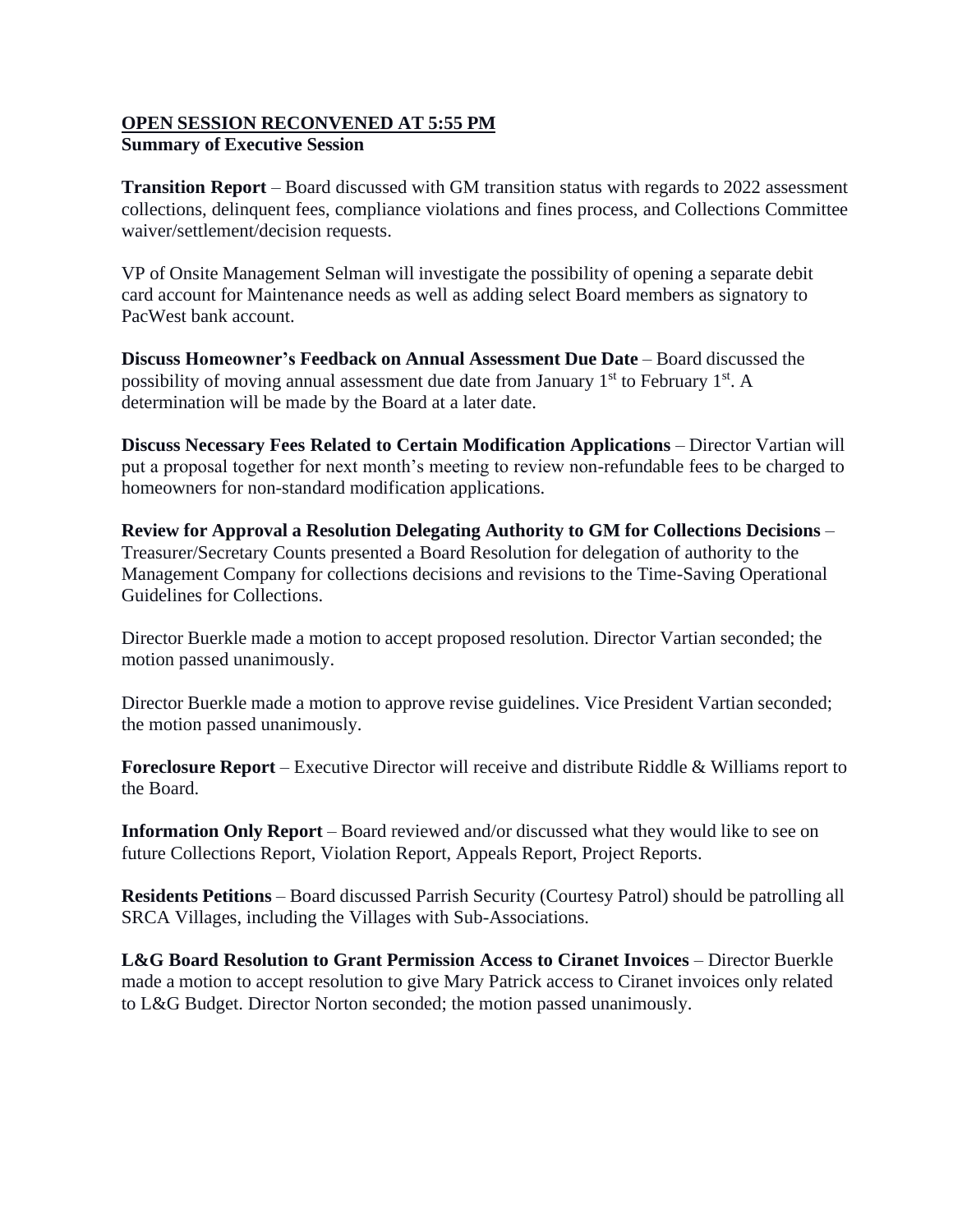**OPEN SESSION RECONVENED AT 5:55 PM**
**Summary of Executive Session**

**Transition Report** – Board discussed with GM transition status with regards to 2022 assessment collections, delinquent fees, compliance violations and fines process, and Collections Committee waiver/settlement/decision requests.

VP of Onsite Management Selman will investigate the possibility of opening a separate debit card account for Maintenance needs as well as adding select Board members as signatory to PacWest bank account.

**Discuss Homeowner's Feedback on Annual Assessment Due Date** – Board discussed the possibility of moving annual assessment due date from January 1st to February 1st. A determination will be made by the Board at a later date.

**Discuss Necessary Fees Related to Certain Modification Applications** – Director Vartian will put a proposal together for next month's meeting to review non-refundable fees to be charged to homeowners for non-standard modification applications.

**Review for Approval a Resolution Delegating Authority to GM for Collections Decisions** – Treasurer/Secretary Counts presented a Board Resolution for delegation of authority to the Management Company for collections decisions and revisions to the Time-Saving Operational Guidelines for Collections.

Director Buerkle made a motion to accept proposed resolution. Director Vartian seconded; the motion passed unanimously.

Director Buerkle made a motion to approve revise guidelines. Vice President Vartian seconded; the motion passed unanimously.

**Foreclosure Report** – Executive Director will receive and distribute Riddle & Williams report to the Board.

**Information Only Report** – Board reviewed and/or discussed what they would like to see on future Collections Report, Violation Report, Appeals Report, Project Reports.

**Residents Petitions** – Board discussed Parrish Security (Courtesy Patrol) should be patrolling all SRCA Villages, including the Villages with Sub-Associations.

**L&G Board Resolution to Grant Permission Access to Ciranet Invoices** – Director Buerkle made a motion to accept resolution to give Mary Patrick access to Ciranet invoices only related to L&G Budget. Director Norton seconded; the motion passed unanimously.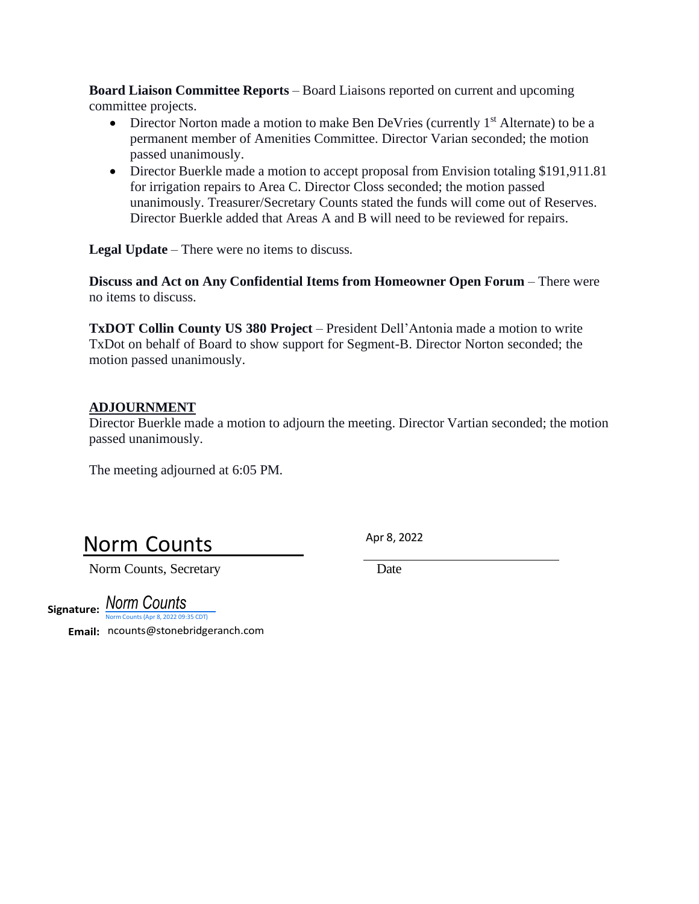**Board Liaison Committee Reports** – Board Liaisons reported on current and upcoming committee projects.

- Director Norton made a motion to make Ben DeVries (currently 1st Alternate) to be a permanent member of Amenities Committee. Director Varian seconded; the motion passed unanimously.
- Director Buerkle made a motion to accept proposal from Envision totaling $191,911.81 for irrigation repairs to Area C. Director Closs seconded; the motion passed unanimously. Treasurer/Secretary Counts stated the funds will come out of Reserves. Director Buerkle added that Areas A and B will need to be reviewed for repairs.

**Legal Update** – There were no items to discuss.

**Discuss and Act on Any Confidential Items from Homeowner Open Forum** – There were no items to discuss.

**TxDOT Collin County US 380 Project** – President Dell'Antonia made a motion to write TxDot on behalf of Board to show support for Segment-B. Director Norton seconded; the motion passed unanimously.

**ADJOURNMENT**

Director Buerkle made a motion to adjourn the meeting. Director Vartian seconded; the motion passed unanimously.

The meeting adjourned at 6:05 PM.

Norm Counts

Norm Counts, Secretary

Apr 8, 2022

Date

**Signature:** *Norm Counts*
Norm Counts (Apr 8, 2022 09:35 CDT)

**Email:** ncounts@stonebridgeranch.com